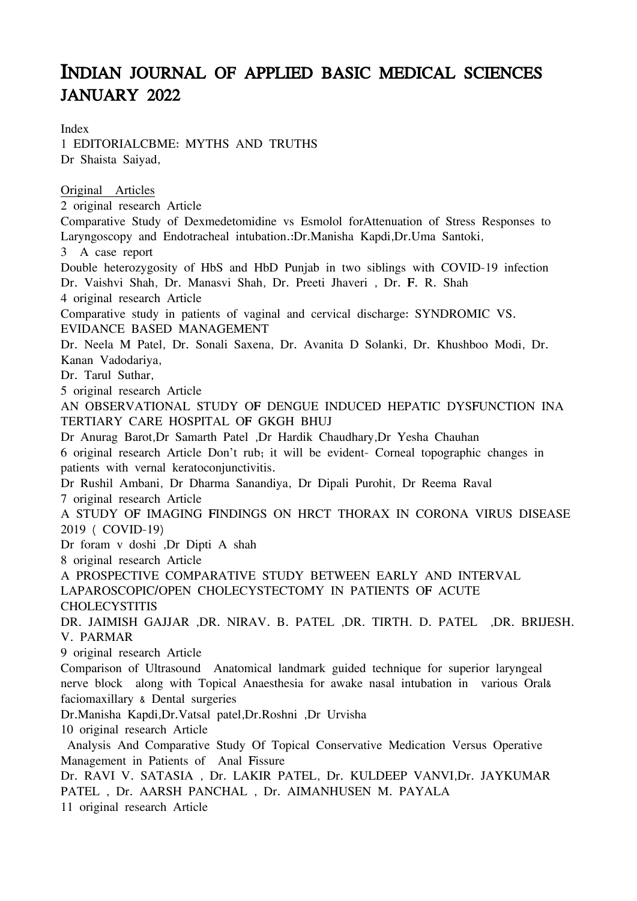# INDIAN JOURNAL OF APPLIED BASIC MEDICAL SCIENCES JANUARY 2022

Index

1 EDITORIALCBME: MYTHS AND TRUTHS
Dr Shaista Saiyad,

Original Articles

2 original research Article
Comparative Study of Dexmedetomidine vs Esmolol forAttenuation of Stress Responses to Laryngoscopy and Endotracheal intubation.:Dr.Manisha Kapdi,Dr.Uma Santoki,

3 A case report
Double heterozygosity of HbS and HbD Punjab in two siblings with COVID-19 infection
Dr. Vaishvi Shah, Dr. Manasvi Shah, Dr. Preeti Jhaveri , Dr. F. R. Shah

4 original research Article
Comparative study in patients of vaginal and cervical discharge: SYNDROMIC VS. EVIDANCE BASED MANAGEMENT
Dr. Neela M Patel, Dr. Sonali Saxena, Dr. Avanita D Solanki, Dr. Khushboo Modi, Dr. Kanan Vadodariya,
Dr. Tarul Suthar,

5 original research Article
AN OBSERVATIONAL STUDY OF DENGUE INDUCED HEPATIC DYSFUNCTION INA TERTIARY CARE HOSPITAL OF GKGH BHUJ
Dr Anurag Barot,Dr Samarth Patel ,Dr Hardik Chaudhary,Dr Yesha Chauhan

6 original research Article Don't rub; it will be evident- Corneal topographic changes in patients with vernal keratoconjunctivitis.
Dr Rushil Ambani, Dr Dharma Sanandiya, Dr Dipali Purohit, Dr Reema Raval

7 original research Article
A STUDY OF IMAGING FINDINGS ON HRCT THORAX IN CORONA VIRUS DISEASE 2019 ( COVID-19)
Dr foram v doshi ,Dr Dipti A shah

8 original research Article
A PROSPECTIVE COMPARATIVE STUDY BETWEEN EARLY AND INTERVAL LAPAROSCOPIC/OPEN CHOLECYSTECTOMY IN PATIENTS OF ACUTE CHOLECYSTITIS
DR. JAIMISH GAJJAR ,DR. NIRAV. B. PATEL ,DR. TIRTH. D. PATEL ,DR. BRIJESH. V. PARMAR

9 original research Article
Comparison of Ultrasound Anatomical landmark guided technique for superior laryngeal nerve block along with Topical Anaesthesia for awake nasal intubation in various Oral& faciomaxillary & Dental surgeries
Dr.Manisha Kapdi,Dr.Vatsal patel,Dr.Roshni ,Dr Urvisha

10 original research Article
Analysis And Comparative Study Of Topical Conservative Medication Versus Operative Management in Patients of Anal Fissure
Dr. RAVI V. SATASIA , Dr. LAKIR PATEL, Dr. KULDEEP VANVI,Dr. JAYKUMAR PATEL , Dr. AARSH PANCHAL , Dr. AIMANHUSEN M. PAYALA

11 original research Article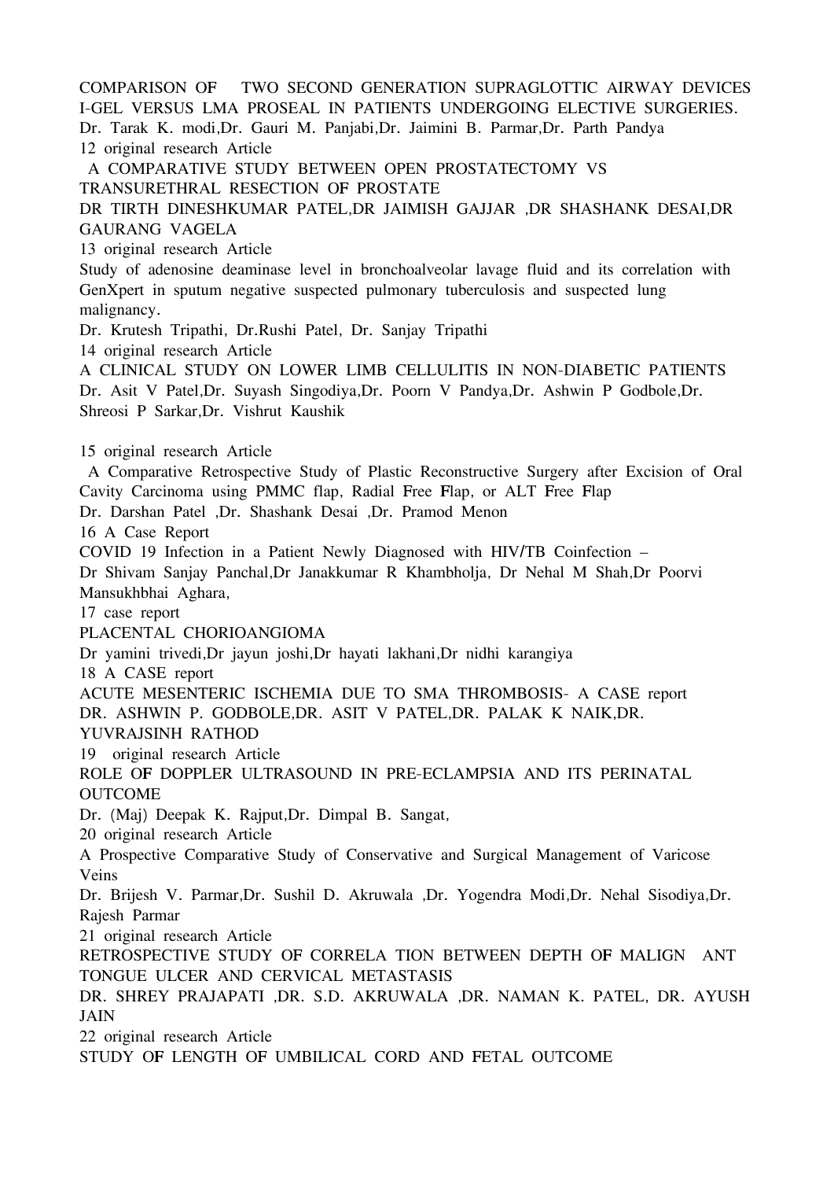COMPARISON OF TWO SECOND GENERATION SUPRAGLOTTIC AIRWAY DEVICES I-GEL VERSUS LMA PROSEAL IN PATIENTS UNDERGOING ELECTIVE SURGERIES.

Dr. Tarak K. modi,Dr. Gauri M. Panjabi,Dr. Jaimini B. Parmar,Dr. Parth Pandya

12 original research Article

A COMPARATIVE STUDY BETWEEN OPEN PROSTATECTOMY VS TRANSURETHRAL RESECTION OF PROSTATE

DR TIRTH DINESHKUMAR PATEL,DR JAIMISH GAJJAR ,DR SHASHANK DESAI,DR GAURANG VAGELA

13 original research Article

Study of adenosine deaminase level in bronchoalveolar lavage fluid and its correlation with GenXpert in sputum negative suspected pulmonary tuberculosis and suspected lung malignancy.

Dr. Krutesh Tripathi, Dr.Rushi Patel, Dr. Sanjay Tripathi

14 original research Article

A CLINICAL STUDY ON LOWER LIMB CELLULITIS IN NON-DIABETIC PATIENTS

Dr. Asit V Patel,Dr. Suyash Singodiya,Dr. Poorn V Pandya,Dr. Ashwin P Godbole,Dr. Shreosi P Sarkar,Dr. Vishrut Kaushik

15 original research Article

A Comparative Retrospective Study of Plastic Reconstructive Surgery after Excision of Oral Cavity Carcinoma using PMMC flap, Radial Free Flap, or ALT Free Flap

Dr. Darshan Patel ,Dr. Shashank Desai ,Dr. Pramod Menon

16 A Case Report

COVID 19 Infection in a Patient Newly Diagnosed with HIV/TB Coinfection –

Dr Shivam Sanjay Panchal,Dr Janakkumar R Khambholja, Dr Nehal M Shah,Dr Poorvi Mansukhbhai Aghara,

17 case report

PLACENTAL CHORIOANGIOMA

Dr yamini trivedi,Dr jayun joshi,Dr hayati lakhani,Dr nidhi karangiya

18 A CASE report

ACUTE MESENTERIC ISCHEMIA DUE TO SMA THROMBOSIS- A CASE report

DR. ASHWIN P. GODBOLE,DR. ASIT V PATEL,DR. PALAK K NAIK,DR. YUVRAJSINH RATHOD

19 original research Article

ROLE OF DOPPLER ULTRASOUND IN PRE-ECLAMPSIA AND ITS PERINATAL OUTCOME

Dr. (Maj) Deepak K. Rajput,Dr. Dimpal B. Sangat,

20 original research Article

A Prospective Comparative Study of Conservative and Surgical Management of Varicose Veins

Dr. Brijesh V. Parmar,Dr. Sushil D. Akruwala ,Dr. Yogendra Modi,Dr. Nehal Sisodiya,Dr. Rajesh Parmar

21 original research Article

RETROSPECTIVE STUDY OF CORRELA TION BETWEEN DEPTH OF MALIGN ANT TONGUE ULCER AND CERVICAL METASTASIS

DR. SHREY PRAJAPATI ,DR. S.D. AKRUWALA ,DR. NAMAN K. PATEL, DR. AYUSH JAIN

22 original research Article

STUDY OF LENGTH OF UMBILICAL CORD AND FETAL OUTCOME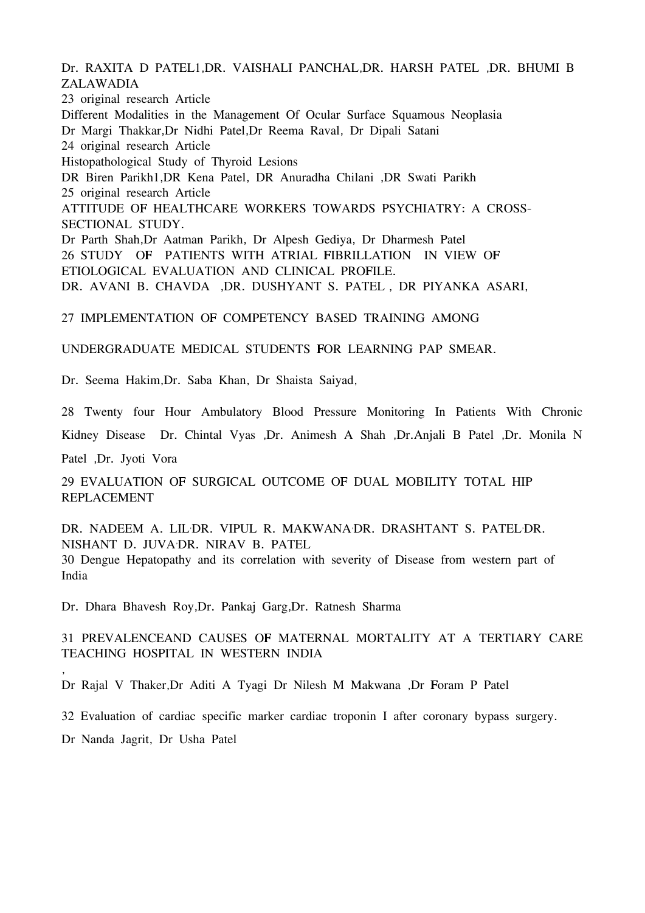Dr. RAXITA D PATEL1,DR. VAISHALI PANCHAL,DR. HARSH PATEL ,DR. BHUMI B ZALAWADIA

23 original research Article

Different Modalities in the Management Of Ocular Surface Squamous Neoplasia

Dr Margi Thakkar,Dr Nidhi Patel,Dr Reema Raval, Dr Dipali Satani

24 original research Article

Histopathological Study of Thyroid Lesions

DR Biren Parikh1,DR Kena Patel, DR Anuradha Chilani ,DR Swati Parikh

25 original research Article

ATTITUDE OF HEALTHCARE WORKERS TOWARDS PSYCHIATRY: A CROSS-SECTIONAL STUDY.

Dr Parth Shah,Dr Aatman Parikh, Dr Alpesh Gediya, Dr Dharmesh Patel

26 STUDY OF PATIENTS WITH ATRIAL FIBRILLATION IN VIEW OF ETIOLOGICAL EVALUATION AND CLINICAL PROFILE.

DR. AVANI B. CHAVDA ,DR. DUSHYANT S. PATEL , DR PIYANKA ASARI,

27 IMPLEMENTATION OF COMPETENCY BASED TRAINING AMONG

UNDERGRADUATE MEDICAL STUDENTS FOR LEARNING PAP SMEAR.

Dr. Seema Hakim,Dr. Saba Khan, Dr Shaista Saiyad,

28 Twenty four Hour Ambulatory Blood Pressure Monitoring In Patients With Chronic Kidney Disease Dr. Chintal Vyas ,Dr. Animesh A Shah ,Dr.Anjali B Patel ,Dr. Monila N Patel ,Dr. Jyoti Vora

29 EVALUATION OF SURGICAL OUTCOME OF DUAL MOBILITY TOTAL HIP REPLACEMENT

DR. NADEEM A. LIL,DR. VIPUL R. MAKWANA,DR. DRASHTANT S. PATEL,DR. NISHANT D. JUVA,DR. NIRAV B. PATEL

30 Dengue Hepatopathy and its correlation with severity of Disease from western part of India

Dr. Dhara Bhavesh Roy,Dr. Pankaj Garg,Dr. Ratnesh Sharma

31 PREVALENCEAND CAUSES OF MATERNAL MORTALITY AT A TERTIARY CARE TEACHING HOSPITAL IN WESTERN INDIA

,
Dr Rajal V Thaker,Dr Aditi A Tyagi Dr Nilesh M Makwana ,Dr Foram P Patel

32 Evaluation of cardiac specific marker cardiac troponin I after coronary bypass surgery.

Dr Nanda Jagrit, Dr Usha Patel